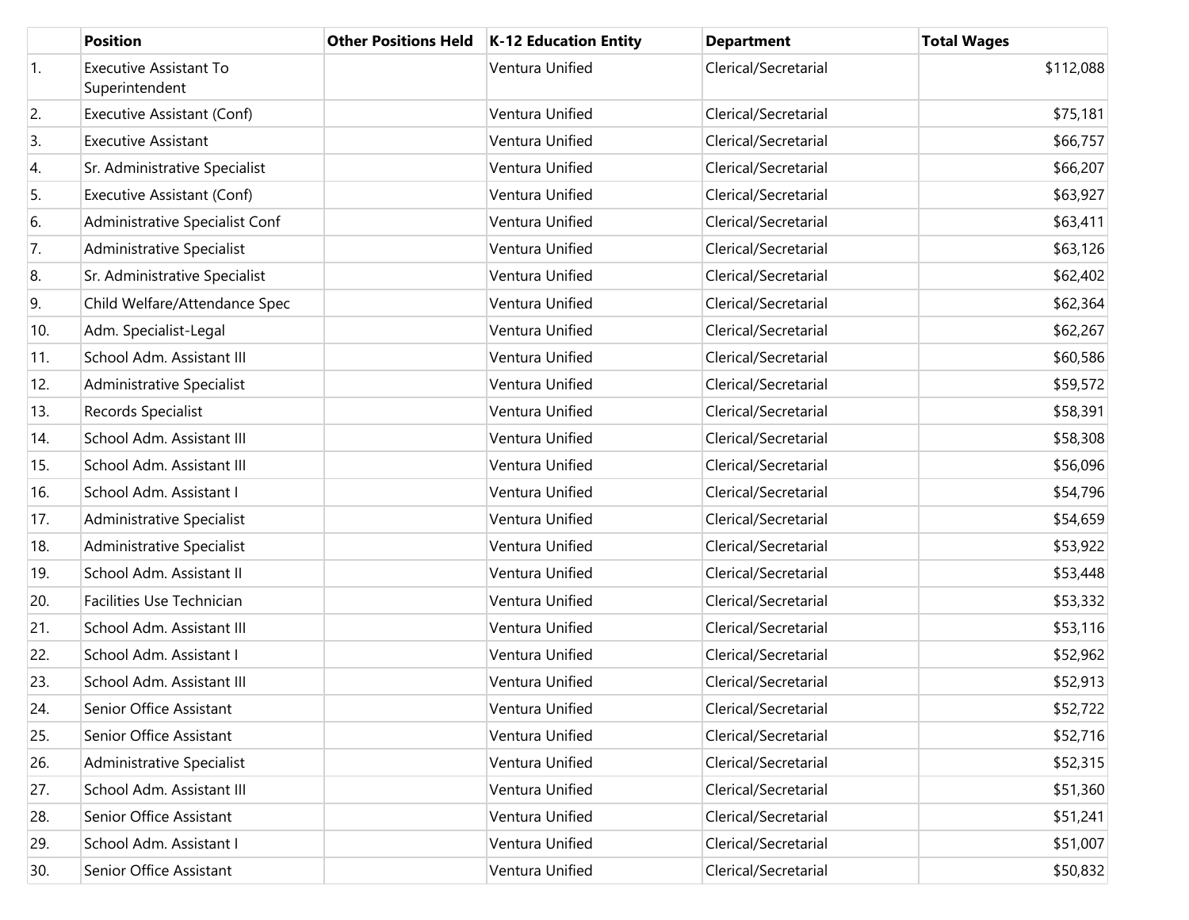| | Position | Other Positions Held | K-12 Education Entity | Department | Total Wages |
|---|---|---|---|---|---|
| 1. | Executive Assistant To Superintendent | | Ventura Unified | Clerical/Secretarial | $112,088 |
| 2. | Executive Assistant (Conf) | | Ventura Unified | Clerical/Secretarial | $75,181 |
| 3. | Executive Assistant | | Ventura Unified | Clerical/Secretarial | $66,757 |
| 4. | Sr. Administrative Specialist | | Ventura Unified | Clerical/Secretarial | $66,207 |
| 5. | Executive Assistant (Conf) | | Ventura Unified | Clerical/Secretarial | $63,927 |
| 6. | Administrative Specialist Conf | | Ventura Unified | Clerical/Secretarial | $63,411 |
| 7. | Administrative Specialist | | Ventura Unified | Clerical/Secretarial | $63,126 |
| 8. | Sr. Administrative Specialist | | Ventura Unified | Clerical/Secretarial | $62,402 |
| 9. | Child Welfare/Attendance Spec | | Ventura Unified | Clerical/Secretarial | $62,364 |
| 10. | Adm. Specialist-Legal | | Ventura Unified | Clerical/Secretarial | $62,267 |
| 11. | School Adm. Assistant III | | Ventura Unified | Clerical/Secretarial | $60,586 |
| 12. | Administrative Specialist | | Ventura Unified | Clerical/Secretarial | $59,572 |
| 13. | Records Specialist | | Ventura Unified | Clerical/Secretarial | $58,391 |
| 14. | School Adm. Assistant III | | Ventura Unified | Clerical/Secretarial | $58,308 |
| 15. | School Adm. Assistant III | | Ventura Unified | Clerical/Secretarial | $56,096 |
| 16. | School Adm. Assistant I | | Ventura Unified | Clerical/Secretarial | $54,796 |
| 17. | Administrative Specialist | | Ventura Unified | Clerical/Secretarial | $54,659 |
| 18. | Administrative Specialist | | Ventura Unified | Clerical/Secretarial | $53,922 |
| 19. | School Adm. Assistant II | | Ventura Unified | Clerical/Secretarial | $53,448 |
| 20. | Facilities Use Technician | | Ventura Unified | Clerical/Secretarial | $53,332 |
| 21. | School Adm. Assistant III | | Ventura Unified | Clerical/Secretarial | $53,116 |
| 22. | School Adm. Assistant I | | Ventura Unified | Clerical/Secretarial | $52,962 |
| 23. | School Adm. Assistant III | | Ventura Unified | Clerical/Secretarial | $52,913 |
| 24. | Senior Office Assistant | | Ventura Unified | Clerical/Secretarial | $52,722 |
| 25. | Senior Office Assistant | | Ventura Unified | Clerical/Secretarial | $52,716 |
| 26. | Administrative Specialist | | Ventura Unified | Clerical/Secretarial | $52,315 |
| 27. | School Adm. Assistant III | | Ventura Unified | Clerical/Secretarial | $51,360 |
| 28. | Senior Office Assistant | | Ventura Unified | Clerical/Secretarial | $51,241 |
| 29. | School Adm. Assistant I | | Ventura Unified | Clerical/Secretarial | $51,007 |
| 30. | Senior Office Assistant | | Ventura Unified | Clerical/Secretarial | $50,832 |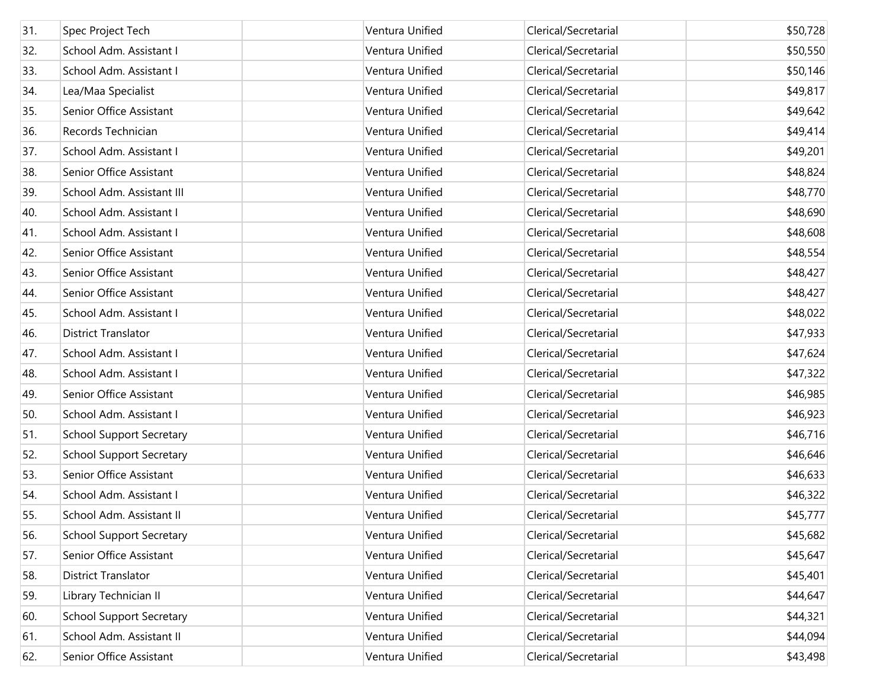| | | | | | |
|---|---|---|---|---|---|
| 31. | Spec Project Tech | | Ventura Unified | Clerical/Secretarial | $50,728 |
| 32. | School Adm. Assistant I | | Ventura Unified | Clerical/Secretarial | $50,550 |
| 33. | School Adm. Assistant I | | Ventura Unified | Clerical/Secretarial | $50,146 |
| 34. | Lea/Maa Specialist | | Ventura Unified | Clerical/Secretarial | $49,817 |
| 35. | Senior Office Assistant | | Ventura Unified | Clerical/Secretarial | $49,642 |
| 36. | Records Technician | | Ventura Unified | Clerical/Secretarial | $49,414 |
| 37. | School Adm. Assistant I | | Ventura Unified | Clerical/Secretarial | $49,201 |
| 38. | Senior Office Assistant | | Ventura Unified | Clerical/Secretarial | $48,824 |
| 39. | School Adm. Assistant III | | Ventura Unified | Clerical/Secretarial | $48,770 |
| 40. | School Adm. Assistant I | | Ventura Unified | Clerical/Secretarial | $48,690 |
| 41. | School Adm. Assistant I | | Ventura Unified | Clerical/Secretarial | $48,608 |
| 42. | Senior Office Assistant | | Ventura Unified | Clerical/Secretarial | $48,554 |
| 43. | Senior Office Assistant | | Ventura Unified | Clerical/Secretarial | $48,427 |
| 44. | Senior Office Assistant | | Ventura Unified | Clerical/Secretarial | $48,427 |
| 45. | School Adm. Assistant I | | Ventura Unified | Clerical/Secretarial | $48,022 |
| 46. | District Translator | | Ventura Unified | Clerical/Secretarial | $47,933 |
| 47. | School Adm. Assistant I | | Ventura Unified | Clerical/Secretarial | $47,624 |
| 48. | School Adm. Assistant I | | Ventura Unified | Clerical/Secretarial | $47,322 |
| 49. | Senior Office Assistant | | Ventura Unified | Clerical/Secretarial | $46,985 |
| 50. | School Adm. Assistant I | | Ventura Unified | Clerical/Secretarial | $46,923 |
| 51. | School Support Secretary | | Ventura Unified | Clerical/Secretarial | $46,716 |
| 52. | School Support Secretary | | Ventura Unified | Clerical/Secretarial | $46,646 |
| 53. | Senior Office Assistant | | Ventura Unified | Clerical/Secretarial | $46,633 |
| 54. | School Adm. Assistant I | | Ventura Unified | Clerical/Secretarial | $46,322 |
| 55. | School Adm. Assistant II | | Ventura Unified | Clerical/Secretarial | $45,777 |
| 56. | School Support Secretary | | Ventura Unified | Clerical/Secretarial | $45,682 |
| 57. | Senior Office Assistant | | Ventura Unified | Clerical/Secretarial | $45,647 |
| 58. | District Translator | | Ventura Unified | Clerical/Secretarial | $45,401 |
| 59. | Library Technician II | | Ventura Unified | Clerical/Secretarial | $44,647 |
| 60. | School Support Secretary | | Ventura Unified | Clerical/Secretarial | $44,321 |
| 61. | School Adm. Assistant II | | Ventura Unified | Clerical/Secretarial | $44,094 |
| 62. | Senior Office Assistant | | Ventura Unified | Clerical/Secretarial | $43,498 |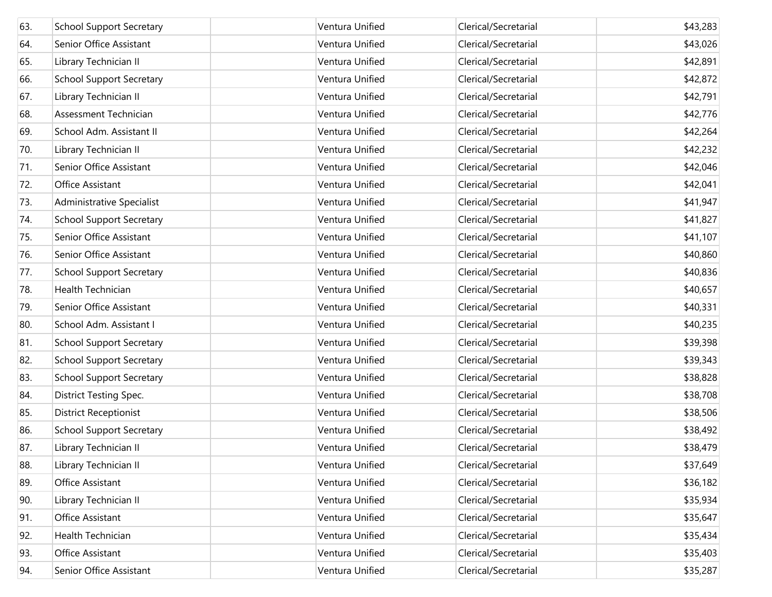| | | | | | |
|---|---|---|---|---|---|
| 63. | School Support Secretary | | Ventura Unified | Clerical/Secretarial | $43,283 |
| 64. | Senior Office Assistant | | Ventura Unified | Clerical/Secretarial | $43,026 |
| 65. | Library Technician II | | Ventura Unified | Clerical/Secretarial | $42,891 |
| 66. | School Support Secretary | | Ventura Unified | Clerical/Secretarial | $42,872 |
| 67. | Library Technician II | | Ventura Unified | Clerical/Secretarial | $42,791 |
| 68. | Assessment Technician | | Ventura Unified | Clerical/Secretarial | $42,776 |
| 69. | School Adm. Assistant II | | Ventura Unified | Clerical/Secretarial | $42,264 |
| 70. | Library Technician II | | Ventura Unified | Clerical/Secretarial | $42,232 |
| 71. | Senior Office Assistant | | Ventura Unified | Clerical/Secretarial | $42,046 |
| 72. | Office Assistant | | Ventura Unified | Clerical/Secretarial | $42,041 |
| 73. | Administrative Specialist | | Ventura Unified | Clerical/Secretarial | $41,947 |
| 74. | School Support Secretary | | Ventura Unified | Clerical/Secretarial | $41,827 |
| 75. | Senior Office Assistant | | Ventura Unified | Clerical/Secretarial | $41,107 |
| 76. | Senior Office Assistant | | Ventura Unified | Clerical/Secretarial | $40,860 |
| 77. | School Support Secretary | | Ventura Unified | Clerical/Secretarial | $40,836 |
| 78. | Health Technician | | Ventura Unified | Clerical/Secretarial | $40,657 |
| 79. | Senior Office Assistant | | Ventura Unified | Clerical/Secretarial | $40,331 |
| 80. | School Adm. Assistant I | | Ventura Unified | Clerical/Secretarial | $40,235 |
| 81. | School Support Secretary | | Ventura Unified | Clerical/Secretarial | $39,398 |
| 82. | School Support Secretary | | Ventura Unified | Clerical/Secretarial | $39,343 |
| 83. | School Support Secretary | | Ventura Unified | Clerical/Secretarial | $38,828 |
| 84. | District Testing Spec. | | Ventura Unified | Clerical/Secretarial | $38,708 |
| 85. | District Receptionist | | Ventura Unified | Clerical/Secretarial | $38,506 |
| 86. | School Support Secretary | | Ventura Unified | Clerical/Secretarial | $38,492 |
| 87. | Library Technician II | | Ventura Unified | Clerical/Secretarial | $38,479 |
| 88. | Library Technician II | | Ventura Unified | Clerical/Secretarial | $37,649 |
| 89. | Office Assistant | | Ventura Unified | Clerical/Secretarial | $36,182 |
| 90. | Library Technician II | | Ventura Unified | Clerical/Secretarial | $35,934 |
| 91. | Office Assistant | | Ventura Unified | Clerical/Secretarial | $35,647 |
| 92. | Health Technician | | Ventura Unified | Clerical/Secretarial | $35,434 |
| 93. | Office Assistant | | Ventura Unified | Clerical/Secretarial | $35,403 |
| 94. | Senior Office Assistant | | Ventura Unified | Clerical/Secretarial | $35,287 |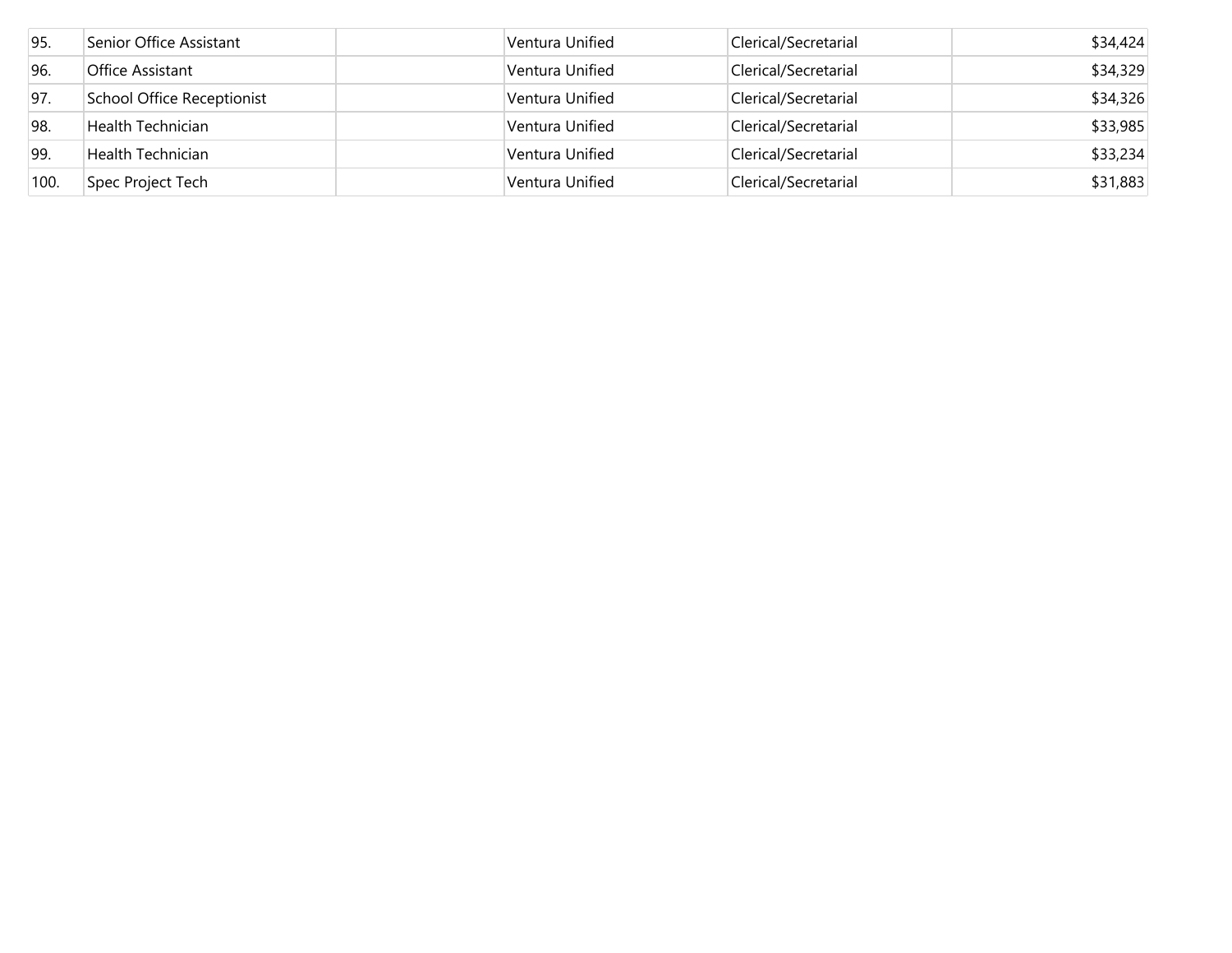| | | | | | |
|---|---|---|---|---|---|
| 95. | Senior Office Assistant | | Ventura Unified | Clerical/Secretarial | $34,424 |
| 96. | Office Assistant | | Ventura Unified | Clerical/Secretarial | $34,329 |
| 97. | School Office Receptionist | | Ventura Unified | Clerical/Secretarial | $34,326 |
| 98. | Health Technician | | Ventura Unified | Clerical/Secretarial | $33,985 |
| 99. | Health Technician | | Ventura Unified | Clerical/Secretarial | $33,234 |
| 100. | Spec Project Tech | | Ventura Unified | Clerical/Secretarial | $31,883 |